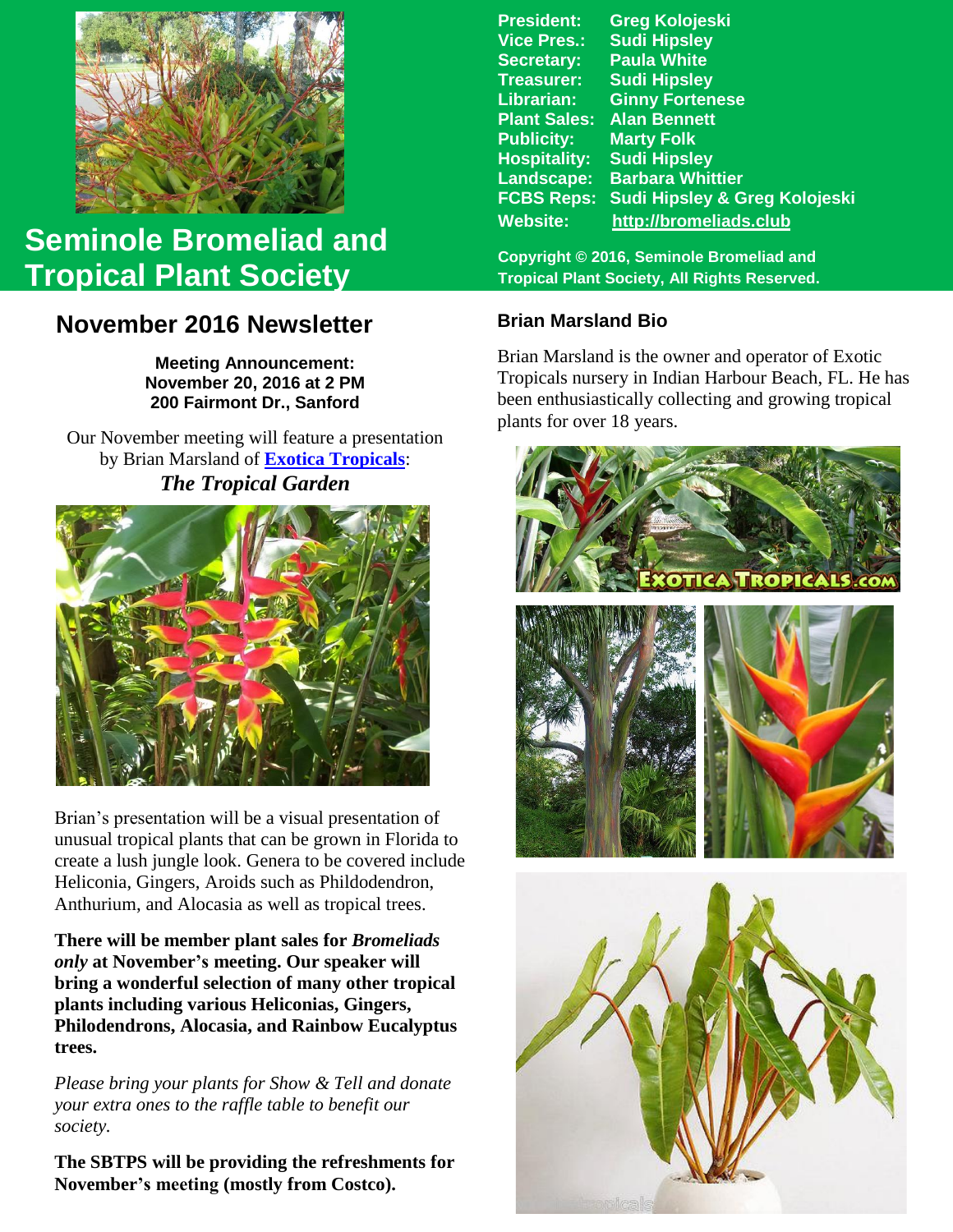# Seminole Bromeliad and Tropical Plant Society

| | |
|---|---|
| **President:** | **Greg Kolojeski** |
| **Vice Pres.:** | **Sudi Hipsley** |
| **Secretary:** | **Paula White** |
| **Treasurer:** | **Sudi Hipsley** |
| **Librarian:** | **Ginny Fortenese** |
| **Plant Sales:** | **Alan Bennett** |
| **Publicity:** | **Marty Folk** |
| **Hospitality:** | **Sudi Hipsley** |
| **Landscape:** | **Barbara Whittier** |
| **FCBS Reps:** | **Sudi Hipsley & Greg Kolojeski** |
| **Website:** | **http://bromeliads.club** |

**Copyright © 2016, Seminole Bromeliad and Tropical Plant Society, All Rights Reserved.**

## November 2016 Newsletter

**Meeting Announcement:**
**November 20, 2016 at 2 PM**
**200 Fairmont Dr., Sanford**

Our November meeting will feature a presentation by Brian Marsland of **Exotica Tropicals**:
***The Tropical Garden***

Brian's presentation will be a visual presentation of unusual tropical plants that can be grown in Florida to create a lush jungle look. Genera to be covered include Heliconia, Gingers, Aroids such as Phildodendron, Anthurium, and Alocasia as well as tropical trees.

**There will be member plant sales for *Bromeliads only* at November's meeting. Our speaker will bring a wonderful selection of many other tropical plants including various Heliconias, Gingers, Philodendrons, Alocasia, and Rainbow Eucalyptus trees.**

*Please bring your plants for Show & Tell and donate your extra ones to the raffle table to benefit our society.*

**The SBTPS will be providing the refreshments for November's meeting (mostly from Costco).**

### Brian Marsland Bio

Brian Marsland is the owner and operator of Exotic Tropicals nursery in Indian Harbour Beach, FL. He has been enthusiastically collecting and growing tropical plants for over 18 years.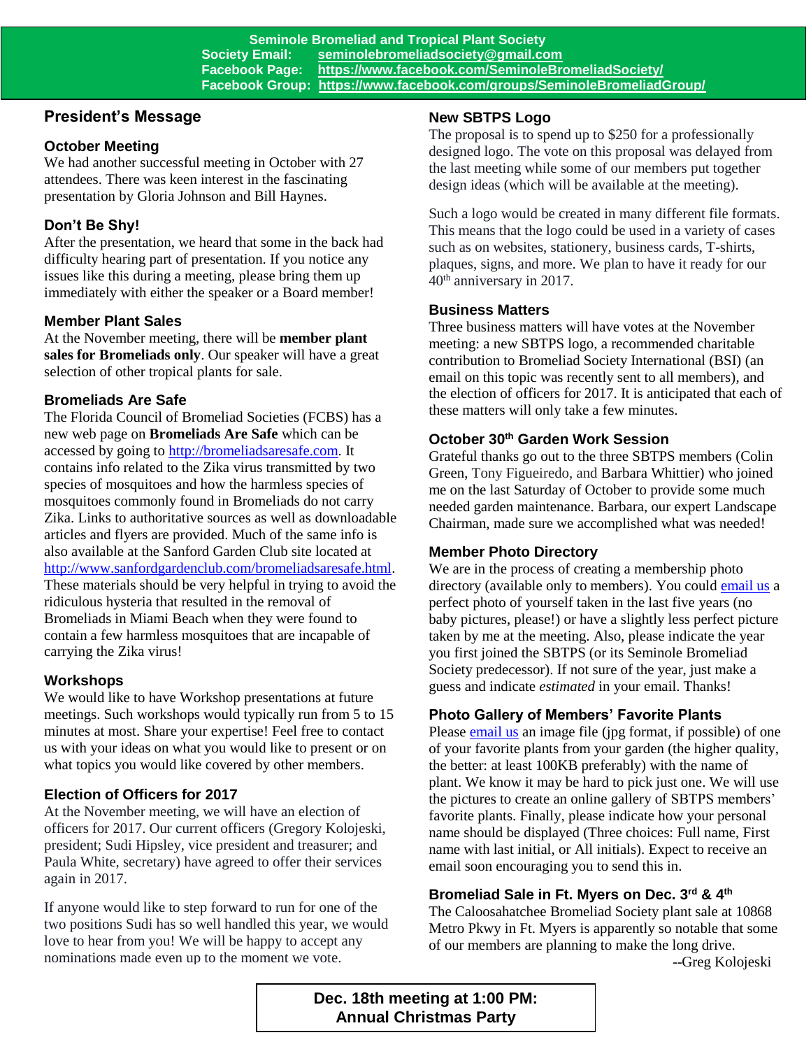**Seminole Bromeliad and Tropical Plant Society**
**Society Email:** seminolebromeliadsociety@gmail.com
**Facebook Page:** https://www.facebook.com/SeminoleBromeliadSociety/
**Facebook Group:** https://www.facebook.com/groups/SeminoleBromeliadGroup/

## President's Message

### October Meeting

We had another successful meeting in October with 27 attendees. There was keen interest in the fascinating presentation by Gloria Johnson and Bill Haynes.

### Don't Be Shy!

After the presentation, we heard that some in the back had difficulty hearing part of presentation. If you notice any issues like this during a meeting, please bring them up immediately with either the speaker or a Board member!

### Member Plant Sales

At the November meeting, there will be **member plant sales for Bromeliads only**. Our speaker will have a great selection of other tropical plants for sale.

### Bromeliads Are Safe

The Florida Council of Bromeliad Societies (FCBS) has a new web page on **Bromeliads Are Safe** which can be accessed by going to http://bromeliadsaresafe.com. It contains info related to the Zika virus transmitted by two species of mosquitoes and how the harmless species of mosquitoes commonly found in Bromeliads do not carry Zika. Links to authoritative sources as well as downloadable articles and flyers are provided. Much of the same info is also available at the Sanford Garden Club site located at http://www.sanfordgardenclub.com/bromeliadsaresafe.html. These materials should be very helpful in trying to avoid the ridiculous hysteria that resulted in the removal of Bromeliads in Miami Beach when they were found to contain a few harmless mosquitoes that are incapable of carrying the Zika virus!

### Workshops

We would like to have Workshop presentations at future meetings. Such workshops would typically run from 5 to 15 minutes at most. Share your expertise! Feel free to contact us with your ideas on what you would like to present or on what topics you would like covered by other members.

### Election of Officers for 2017

At the November meeting, we will have an election of officers for 2017. Our current officers (Gregory Kolojeski, president; Sudi Hipsley, vice president and treasurer; and Paula White, secretary) have agreed to offer their services again in 2017.

If anyone would like to step forward to run for one of the two positions Sudi has so well handled this year, we would love to hear from you! We will be happy to accept any nominations made even up to the moment we vote.

### New SBTPS Logo

The proposal is to spend up to $250 for a professionally designed logo. The vote on this proposal was delayed from the last meeting while some of our members put together design ideas (which will be available at the meeting).

Such a logo would be created in many different file formats. This means that the logo could be used in a variety of cases such as on websites, stationery, business cards, T-shirts, plaques, signs, and more. We plan to have it ready for our 40th anniversary in 2017.

### Business Matters

Three business matters will have votes at the November meeting: a new SBTPS logo, a recommended charitable contribution to Bromeliad Society International (BSI) (an email on this topic was recently sent to all members), and the election of officers for 2017. It is anticipated that each of these matters will only take a few minutes.

### October 30th Garden Work Session

Grateful thanks go out to the three SBTPS members (Colin Green, Tony Figueiredo, and Barbara Whittier) who joined me on the last Saturday of October to provide some much needed garden maintenance. Barbara, our expert Landscape Chairman, made sure we accomplished what was needed!

### Member Photo Directory

We are in the process of creating a membership photo directory (available only to members). You could email us a perfect photo of yourself taken in the last five years (no baby pictures, please!) or have a slightly less perfect picture taken by me at the meeting. Also, please indicate the year you first joined the SBTPS (or its Seminole Bromeliad Society predecessor). If not sure of the year, just make a guess and indicate *estimated* in your email. Thanks!

### Photo Gallery of Members' Favorite Plants

Please email us an image file (jpg format, if possible) of one of your favorite plants from your garden (the higher quality, the better: at least 100KB preferably) with the name of plant. We know it may be hard to pick just one. We will use the pictures to create an online gallery of SBTPS members' favorite plants. Finally, please indicate how your personal name should be displayed (Three choices: Full name, First name with last initial, or All initials). Expect to receive an email soon encouraging you to send this in.

### Bromeliad Sale in Ft. Myers on Dec. 3rd & 4th

The Caloosahatchee Bromeliad Society plant sale at 10868 Metro Pkwy in Ft. Myers is apparently so notable that some of our members are planning to make the long drive.

--Greg Kolojeski

**Dec. 18th meeting at 1:00 PM:**
**Annual Christmas Party**